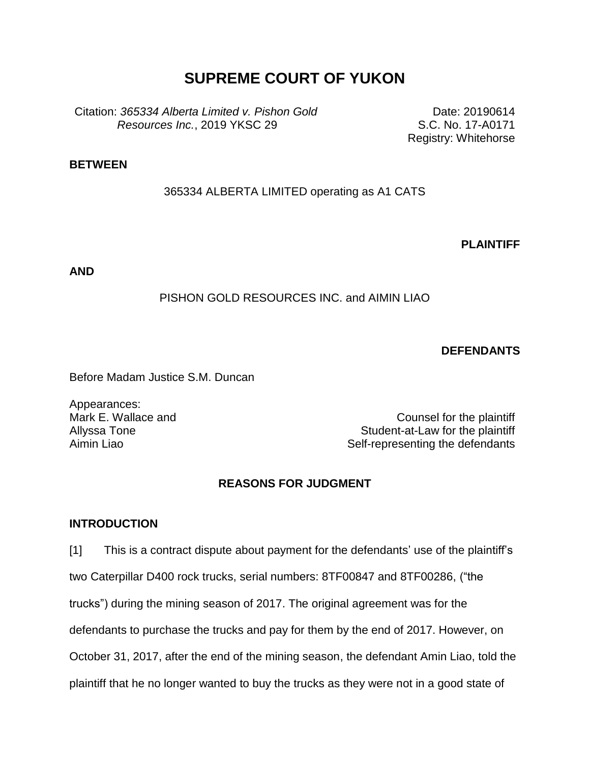# SUPREME COURT OF YUKON

Citation: *365334 Alberta Limited v. Pishon Gold Resources Inc.*, 2019 YKSC 29

Date: 20190614
S.C. No. 17-A0171
Registry: Whitehorse

**BETWEEN**

365334 ALBERTA LIMITED operating as A1 CATS

**PLAINTIFF**

**AND**

PISHON GOLD RESOURCES INC. and AIMIN LIAO

**DEFENDANTS**

Before Madam Justice S.M. Duncan

Appearances:

| | |
|---|---|
| Mark E. Wallace and | Counsel for the plaintiff |
| Allyssa Tone | Student-at-Law for the plaintiff |
| Aimin Liao | Self-representing the defendants |

## REASONS FOR JUDGMENT

### INTRODUCTION

[1] This is a contract dispute about payment for the defendants' use of the plaintiff's two Caterpillar D400 rock trucks, serial numbers: 8TF00847 and 8TF00286, ("the trucks") during the mining season of 2017. The original agreement was for the defendants to purchase the trucks and pay for them by the end of 2017. However, on October 31, 2017, after the end of the mining season, the defendant Amin Liao, told the plaintiff that he no longer wanted to buy the trucks as they were not in a good state of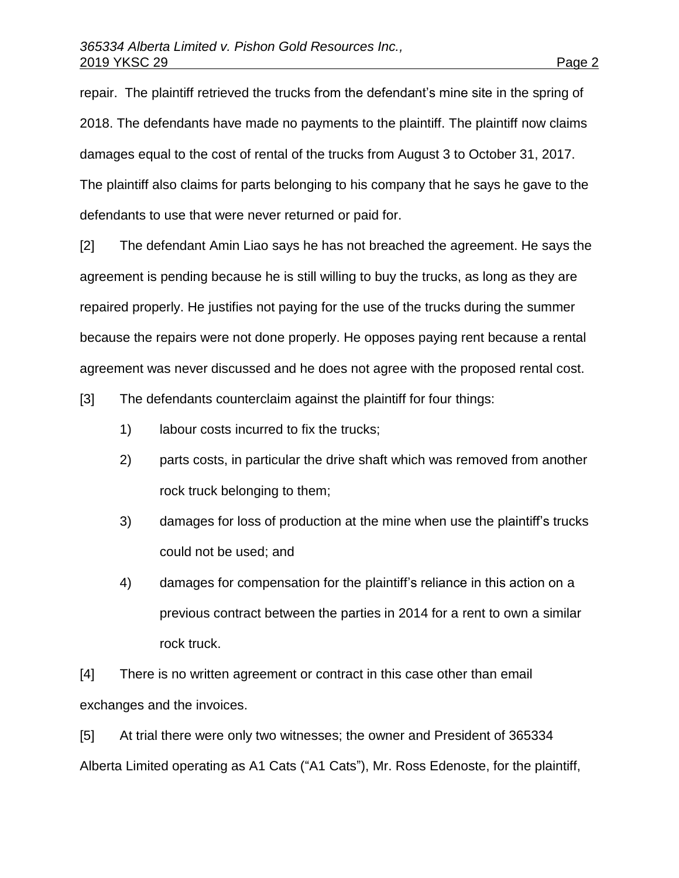repair. The plaintiff retrieved the trucks from the defendant's mine site in the spring of 2018. The defendants have made no payments to the plaintiff. The plaintiff now claims damages equal to the cost of rental of the trucks from August 3 to October 31, 2017. The plaintiff also claims for parts belonging to his company that he says he gave to the defendants to use that were never returned or paid for.

[2] The defendant Amin Liao says he has not breached the agreement. He says the agreement is pending because he is still willing to buy the trucks, as long as they are repaired properly. He justifies not paying for the use of the trucks during the summer because the repairs were not done properly. He opposes paying rent because a rental agreement was never discussed and he does not agree with the proposed rental cost.

[3] The defendants counterclaim against the plaintiff for four things:

1) labour costs incurred to fix the trucks;

2) parts costs, in particular the drive shaft which was removed from another rock truck belonging to them;

3) damages for loss of production at the mine when use the plaintiff's trucks could not be used; and

4) damages for compensation for the plaintiff's reliance in this action on a previous contract between the parties in 2014 for a rent to own a similar rock truck.

[4] There is no written agreement or contract in this case other than email exchanges and the invoices.

[5] At trial there were only two witnesses; the owner and President of 365334 Alberta Limited operating as A1 Cats ("A1 Cats"), Mr. Ross Edenoste, for the plaintiff,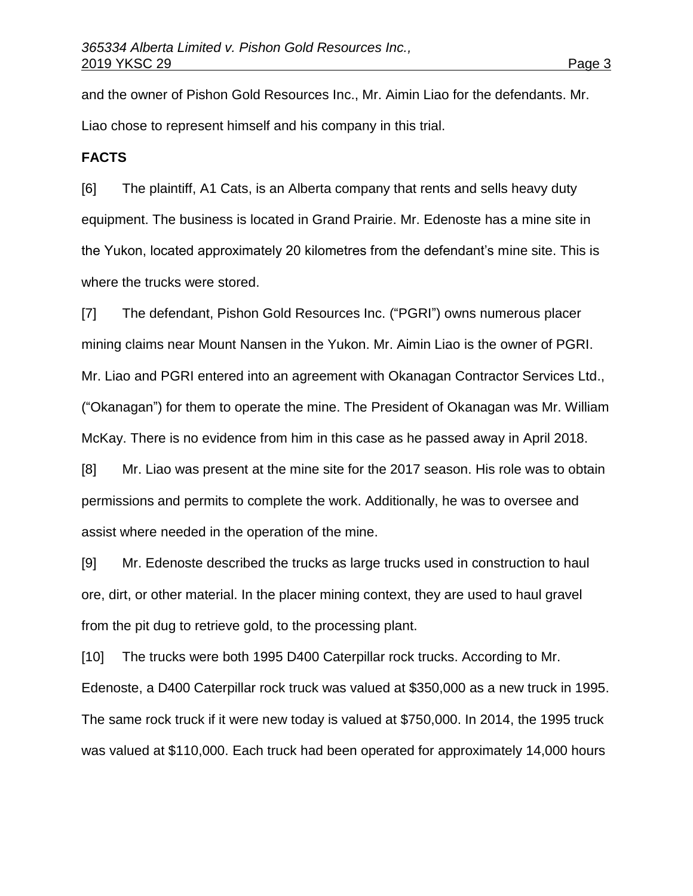and the owner of Pishon Gold Resources Inc., Mr. Aimin Liao for the defendants. Mr. Liao chose to represent himself and his company in this trial.

## FACTS

[6] The plaintiff, A1 Cats, is an Alberta company that rents and sells heavy duty equipment. The business is located in Grand Prairie. Mr. Edenoste has a mine site in the Yukon, located approximately 20 kilometres from the defendant's mine site. This is where the trucks were stored.

[7] The defendant, Pishon Gold Resources Inc. ("PGRI") owns numerous placer mining claims near Mount Nansen in the Yukon. Mr. Aimin Liao is the owner of PGRI. Mr. Liao and PGRI entered into an agreement with Okanagan Contractor Services Ltd., ("Okanagan") for them to operate the mine. The President of Okanagan was Mr. William McKay. There is no evidence from him in this case as he passed away in April 2018.

[8] Mr. Liao was present at the mine site for the 2017 season. His role was to obtain permissions and permits to complete the work. Additionally, he was to oversee and assist where needed in the operation of the mine.

[9] Mr. Edenoste described the trucks as large trucks used in construction to haul ore, dirt, or other material. In the placer mining context, they are used to haul gravel from the pit dug to retrieve gold, to the processing plant.

[10] The trucks were both 1995 D400 Caterpillar rock trucks. According to Mr. Edenoste, a D400 Caterpillar rock truck was valued at $350,000 as a new truck in 1995. The same rock truck if it were new today is valued at $750,000. In 2014, the 1995 truck was valued at $110,000. Each truck had been operated for approximately 14,000 hours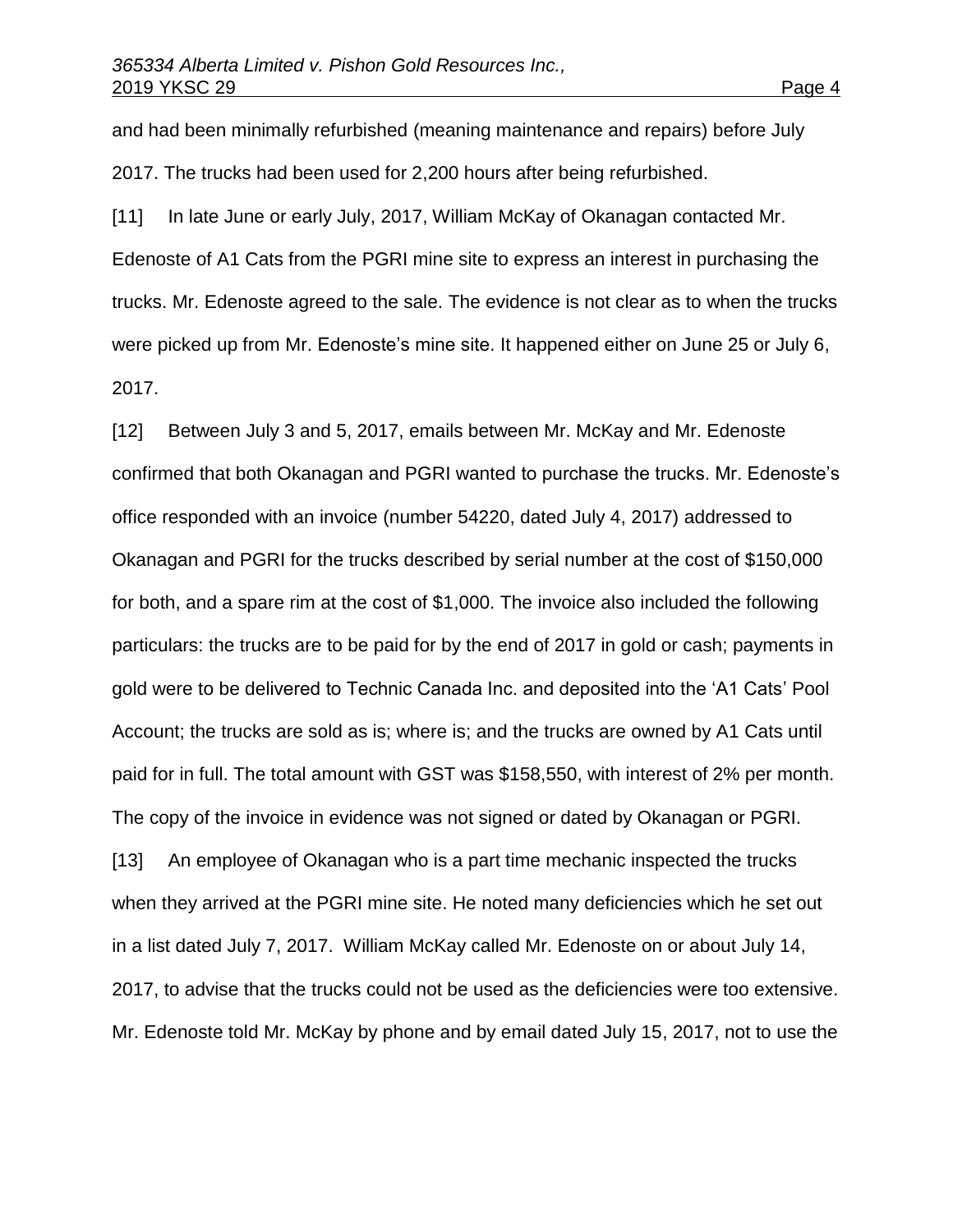and had been minimally refurbished (meaning maintenance and repairs) before July 2017. The trucks had been used for 2,200 hours after being refurbished.

[11] In late June or early July, 2017, William McKay of Okanagan contacted Mr. Edenoste of A1 Cats from the PGRI mine site to express an interest in purchasing the trucks. Mr. Edenoste agreed to the sale. The evidence is not clear as to when the trucks were picked up from Mr. Edenoste's mine site. It happened either on June 25 or July 6, 2017.

[12] Between July 3 and 5, 2017, emails between Mr. McKay and Mr. Edenoste confirmed that both Okanagan and PGRI wanted to purchase the trucks. Mr. Edenoste's office responded with an invoice (number 54220, dated July 4, 2017) addressed to Okanagan and PGRI for the trucks described by serial number at the cost of $150,000 for both, and a spare rim at the cost of $1,000. The invoice also included the following particulars: the trucks are to be paid for by the end of 2017 in gold or cash; payments in gold were to be delivered to Technic Canada Inc. and deposited into the 'A1 Cats' Pool Account; the trucks are sold as is; where is; and the trucks are owned by A1 Cats until paid for in full. The total amount with GST was $158,550, with interest of 2% per month. The copy of the invoice in evidence was not signed or dated by Okanagan or PGRI.

[13] An employee of Okanagan who is a part time mechanic inspected the trucks when they arrived at the PGRI mine site. He noted many deficiencies which he set out in a list dated July 7, 2017. William McKay called Mr. Edenoste on or about July 14, 2017, to advise that the trucks could not be used as the deficiencies were too extensive. Mr. Edenoste told Mr. McKay by phone and by email dated July 15, 2017, not to use the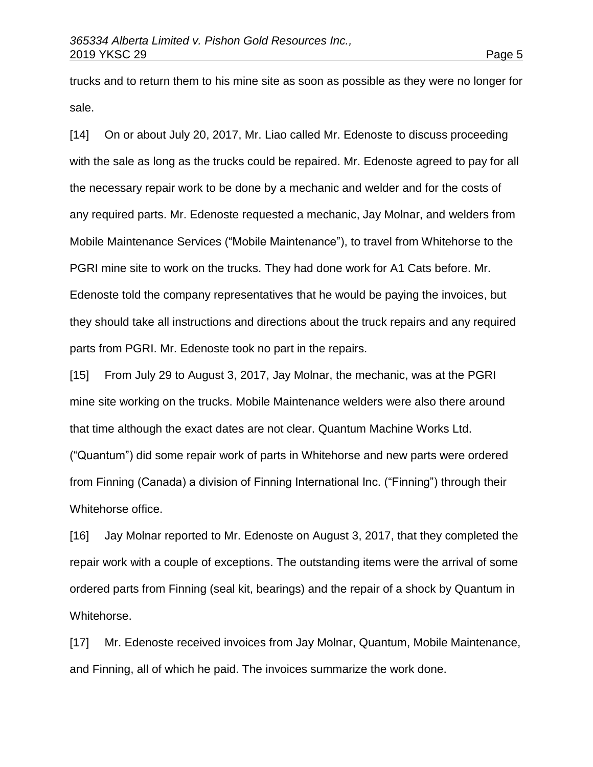trucks and to return them to his mine site as soon as possible as they were no longer for sale.

[14] On or about July 20, 2017, Mr. Liao called Mr. Edenoste to discuss proceeding with the sale as long as the trucks could be repaired. Mr. Edenoste agreed to pay for all the necessary repair work to be done by a mechanic and welder and for the costs of any required parts. Mr. Edenoste requested a mechanic, Jay Molnar, and welders from Mobile Maintenance Services ("Mobile Maintenance"), to travel from Whitehorse to the PGRI mine site to work on the trucks. They had done work for A1 Cats before. Mr. Edenoste told the company representatives that he would be paying the invoices, but they should take all instructions and directions about the truck repairs and any required parts from PGRI. Mr. Edenoste took no part in the repairs.

[15] From July 29 to August 3, 2017, Jay Molnar, the mechanic, was at the PGRI mine site working on the trucks. Mobile Maintenance welders were also there around that time although the exact dates are not clear. Quantum Machine Works Ltd. ("Quantum") did some repair work of parts in Whitehorse and new parts were ordered from Finning (Canada) a division of Finning International Inc. ("Finning") through their Whitehorse office.

[16] Jay Molnar reported to Mr. Edenoste on August 3, 2017, that they completed the repair work with a couple of exceptions. The outstanding items were the arrival of some ordered parts from Finning (seal kit, bearings) and the repair of a shock by Quantum in Whitehorse.

[17] Mr. Edenoste received invoices from Jay Molnar, Quantum, Mobile Maintenance, and Finning, all of which he paid. The invoices summarize the work done.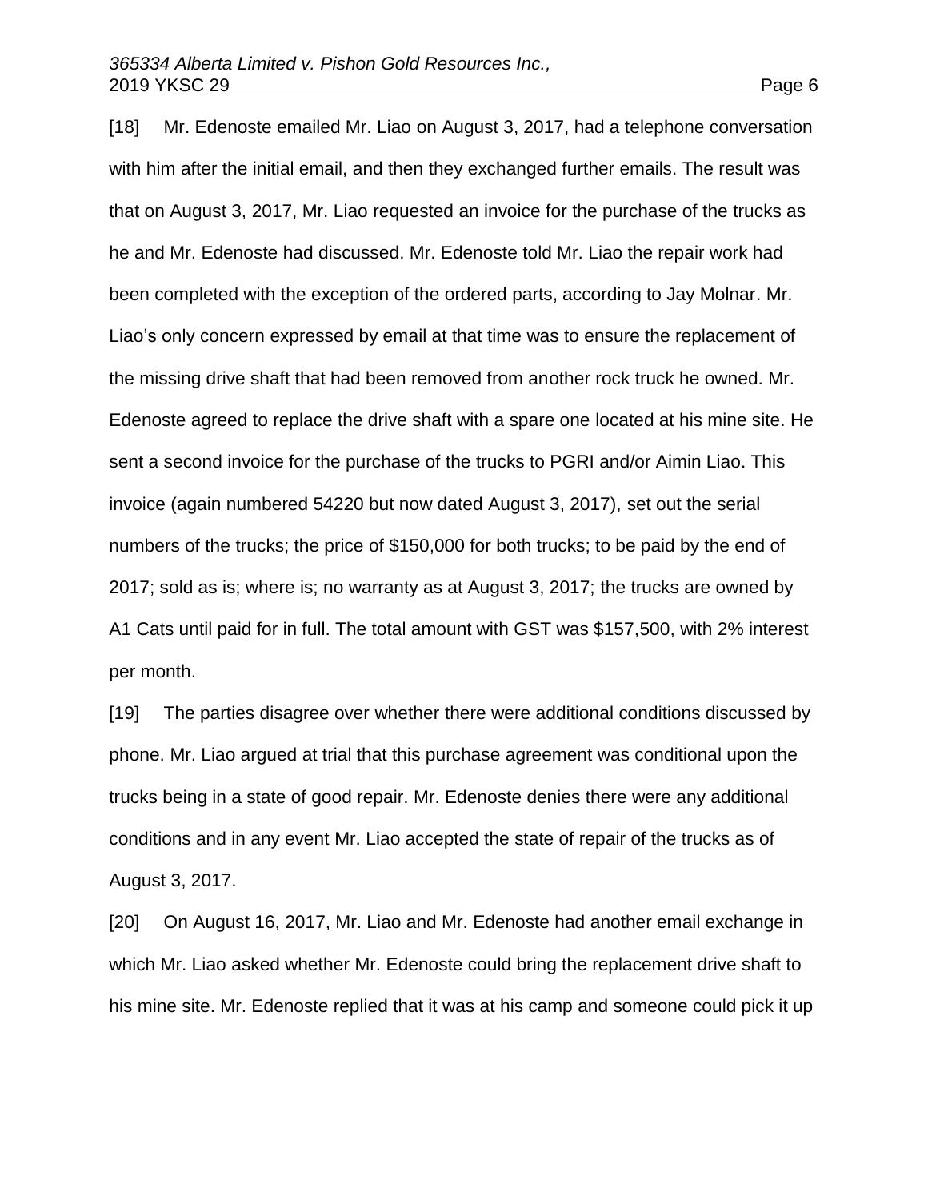[18] Mr. Edenoste emailed Mr. Liao on August 3, 2017, had a telephone conversation with him after the initial email, and then they exchanged further emails. The result was that on August 3, 2017, Mr. Liao requested an invoice for the purchase of the trucks as he and Mr. Edenoste had discussed. Mr. Edenoste told Mr. Liao the repair work had been completed with the exception of the ordered parts, according to Jay Molnar. Mr. Liao's only concern expressed by email at that time was to ensure the replacement of the missing drive shaft that had been removed from another rock truck he owned. Mr. Edenoste agreed to replace the drive shaft with a spare one located at his mine site. He sent a second invoice for the purchase of the trucks to PGRI and/or Aimin Liao. This invoice (again numbered 54220 but now dated August 3, 2017), set out the serial numbers of the trucks; the price of $150,000 for both trucks; to be paid by the end of 2017; sold as is; where is; no warranty as at August 3, 2017; the trucks are owned by A1 Cats until paid for in full. The total amount with GST was $157,500, with 2% interest per month.

[19] The parties disagree over whether there were additional conditions discussed by phone. Mr. Liao argued at trial that this purchase agreement was conditional upon the trucks being in a state of good repair. Mr. Edenoste denies there were any additional conditions and in any event Mr. Liao accepted the state of repair of the trucks as of August 3, 2017.

[20] On August 16, 2017, Mr. Liao and Mr. Edenoste had another email exchange in which Mr. Liao asked whether Mr. Edenoste could bring the replacement drive shaft to his mine site. Mr. Edenoste replied that it was at his camp and someone could pick it up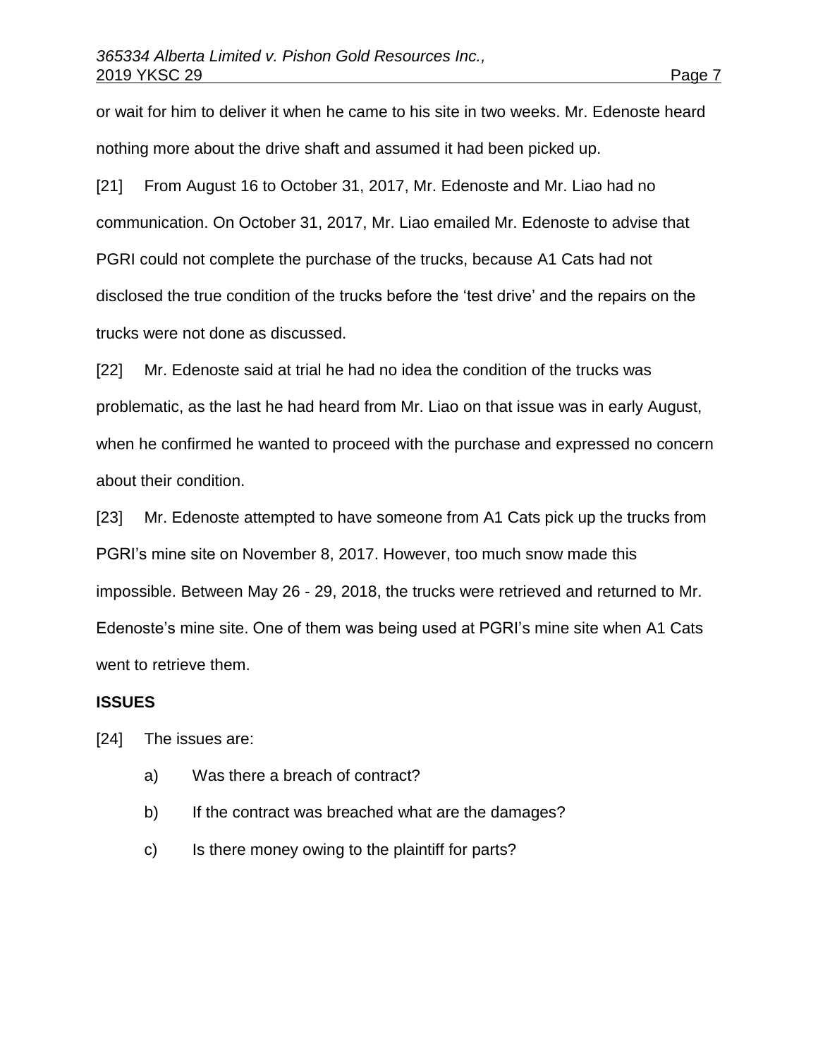or wait for him to deliver it when he came to his site in two weeks. Mr. Edenoste heard nothing more about the drive shaft and assumed it had been picked up.

[21] From August 16 to October 31, 2017, Mr. Edenoste and Mr. Liao had no communication. On October 31, 2017, Mr. Liao emailed Mr. Edenoste to advise that PGRI could not complete the purchase of the trucks, because A1 Cats had not disclosed the true condition of the trucks before the 'test drive' and the repairs on the trucks were not done as discussed.

[22] Mr. Edenoste said at trial he had no idea the condition of the trucks was problematic, as the last he had heard from Mr. Liao on that issue was in early August, when he confirmed he wanted to proceed with the purchase and expressed no concern about their condition.

[23] Mr. Edenoste attempted to have someone from A1 Cats pick up the trucks from PGRI's mine site on November 8, 2017. However, too much snow made this impossible. Between May 26 - 29, 2018, the trucks were retrieved and returned to Mr. Edenoste's mine site. One of them was being used at PGRI's mine site when A1 Cats went to retrieve them.

## ISSUES

[24] The issues are:

a) Was there a breach of contract?

b) If the contract was breached what are the damages?

c) Is there money owing to the plaintiff for parts?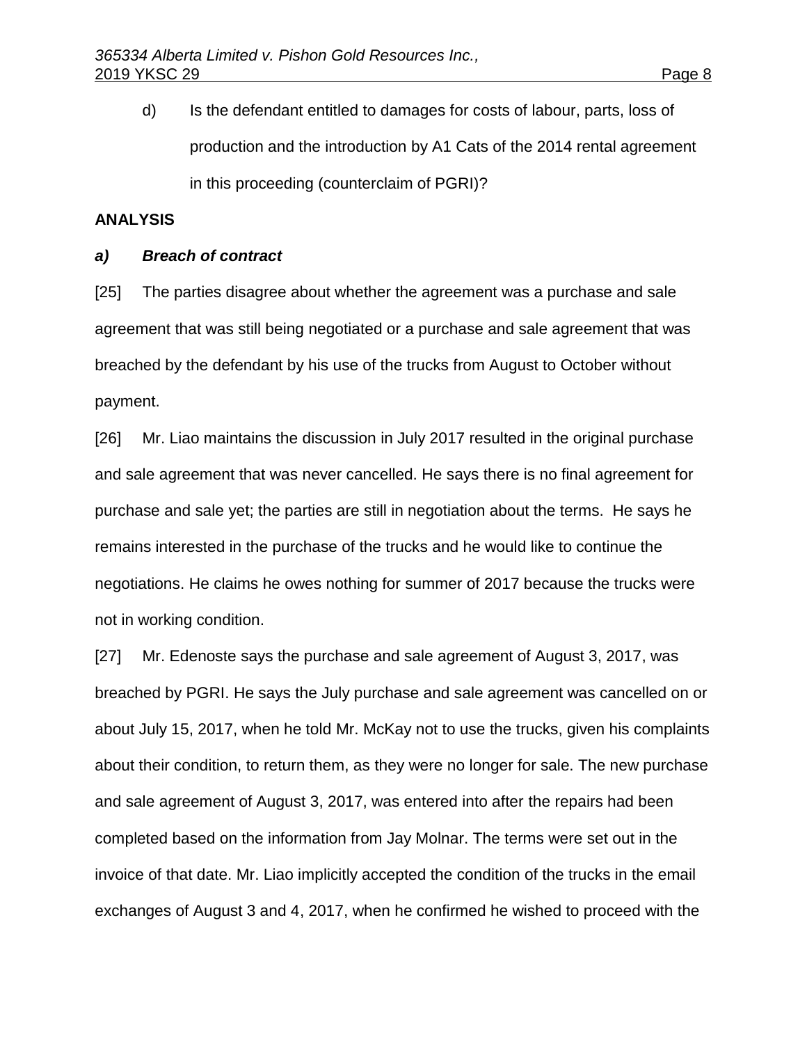d) Is the defendant entitled to damages for costs of labour, parts, loss of production and the introduction by A1 Cats of the 2014 rental agreement in this proceeding (counterclaim of PGRI)?

## ANALYSIS

### *a) Breach of contract*

[25] The parties disagree about whether the agreement was a purchase and sale agreement that was still being negotiated or a purchase and sale agreement that was breached by the defendant by his use of the trucks from August to October without payment.

[26] Mr. Liao maintains the discussion in July 2017 resulted in the original purchase and sale agreement that was never cancelled. He says there is no final agreement for purchase and sale yet; the parties are still in negotiation about the terms. He says he remains interested in the purchase of the trucks and he would like to continue the negotiations. He claims he owes nothing for summer of 2017 because the trucks were not in working condition.

[27] Mr. Edenoste says the purchase and sale agreement of August 3, 2017, was breached by PGRI. He says the July purchase and sale agreement was cancelled on or about July 15, 2017, when he told Mr. McKay not to use the trucks, given his complaints about their condition, to return them, as they were no longer for sale. The new purchase and sale agreement of August 3, 2017, was entered into after the repairs had been completed based on the information from Jay Molnar. The terms were set out in the invoice of that date. Mr. Liao implicitly accepted the condition of the trucks in the email exchanges of August 3 and 4, 2017, when he confirmed he wished to proceed with the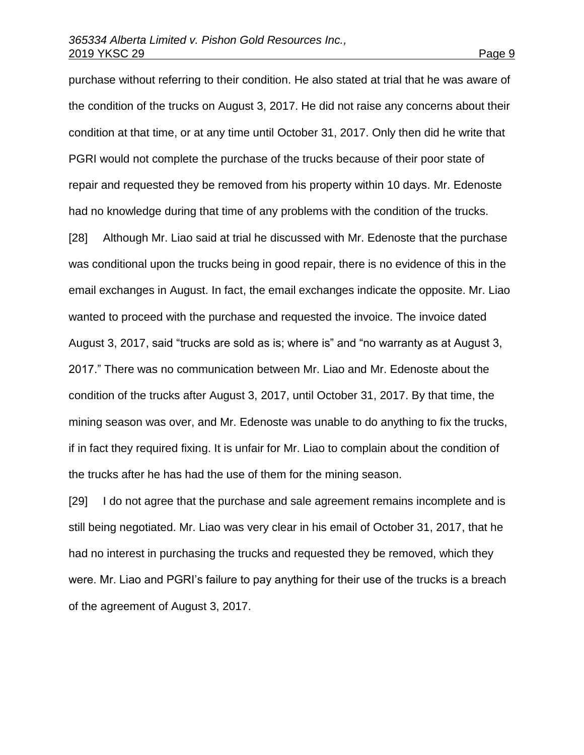purchase without referring to their condition. He also stated at trial that he was aware of the condition of the trucks on August 3, 2017. He did not raise any concerns about their condition at that time, or at any time until October 31, 2017. Only then did he write that PGRI would not complete the purchase of the trucks because of their poor state of repair and requested they be removed from his property within 10 days. Mr. Edenoste had no knowledge during that time of any problems with the condition of the trucks.

[28] Although Mr. Liao said at trial he discussed with Mr. Edenoste that the purchase was conditional upon the trucks being in good repair, there is no evidence of this in the email exchanges in August. In fact, the email exchanges indicate the opposite. Mr. Liao wanted to proceed with the purchase and requested the invoice. The invoice dated August 3, 2017, said "trucks are sold as is; where is" and "no warranty as at August 3, 2017." There was no communication between Mr. Liao and Mr. Edenoste about the condition of the trucks after August 3, 2017, until October 31, 2017. By that time, the mining season was over, and Mr. Edenoste was unable to do anything to fix the trucks, if in fact they required fixing. It is unfair for Mr. Liao to complain about the condition of the trucks after he has had the use of them for the mining season.

[29] I do not agree that the purchase and sale agreement remains incomplete and is still being negotiated. Mr. Liao was very clear in his email of October 31, 2017, that he had no interest in purchasing the trucks and requested they be removed, which they were. Mr. Liao and PGRI's failure to pay anything for their use of the trucks is a breach of the agreement of August 3, 2017.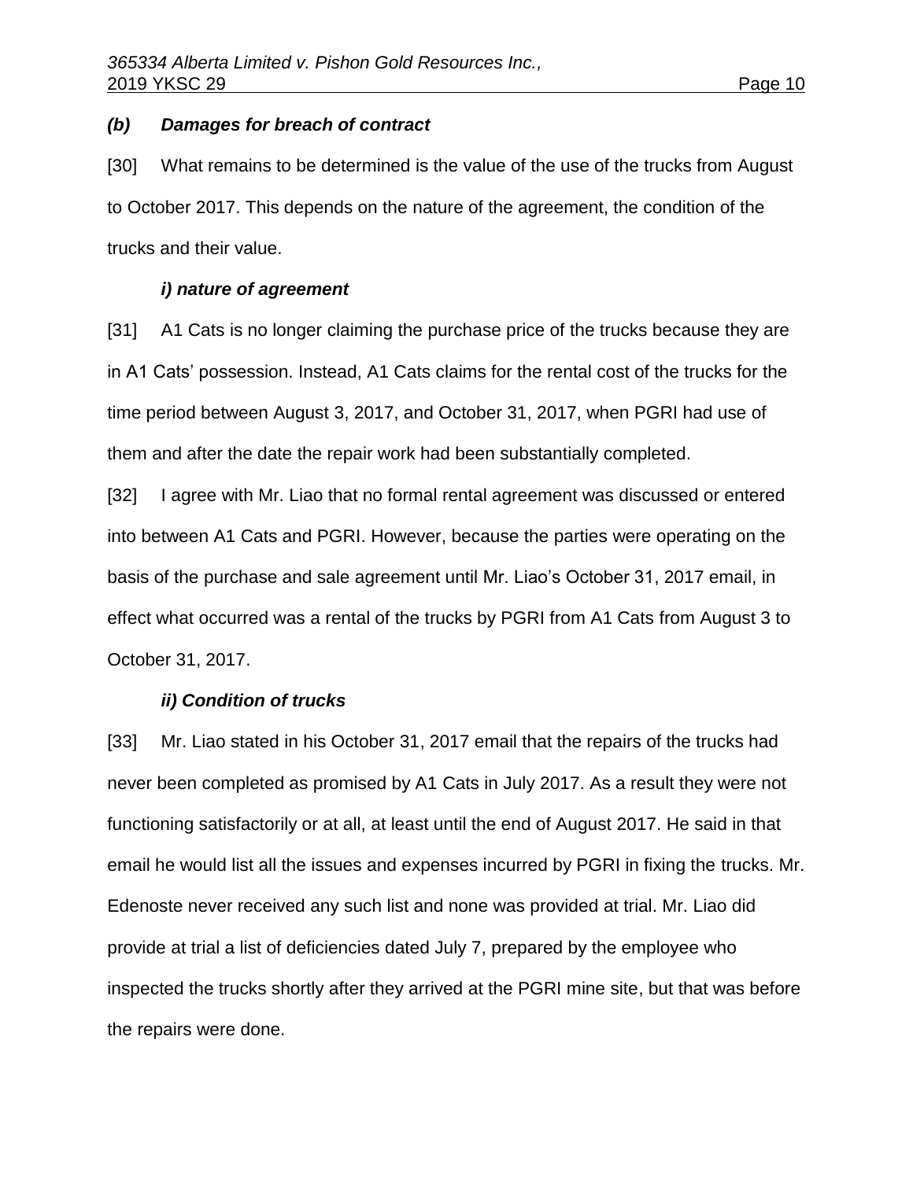### *(b) Damages for breach of contract*

[30] What remains to be determined is the value of the use of the trucks from August to October 2017. This depends on the nature of the agreement, the condition of the trucks and their value.

#### *i) nature of agreement*

[31] A1 Cats is no longer claiming the purchase price of the trucks because they are in A1 Cats' possession. Instead, A1 Cats claims for the rental cost of the trucks for the time period between August 3, 2017, and October 31, 2017, when PGRI had use of them and after the date the repair work had been substantially completed.

[32] I agree with Mr. Liao that no formal rental agreement was discussed or entered into between A1 Cats and PGRI. However, because the parties were operating on the basis of the purchase and sale agreement until Mr. Liao's October 31, 2017 email, in effect what occurred was a rental of the trucks by PGRI from A1 Cats from August 3 to October 31, 2017.

#### *ii) Condition of trucks*

[33] Mr. Liao stated in his October 31, 2017 email that the repairs of the trucks had never been completed as promised by A1 Cats in July 2017. As a result they were not functioning satisfactorily or at all, at least until the end of August 2017. He said in that email he would list all the issues and expenses incurred by PGRI in fixing the trucks. Mr. Edenoste never received any such list and none was provided at trial. Mr. Liao did provide at trial a list of deficiencies dated July 7, prepared by the employee who inspected the trucks shortly after they arrived at the PGRI mine site, but that was before the repairs were done.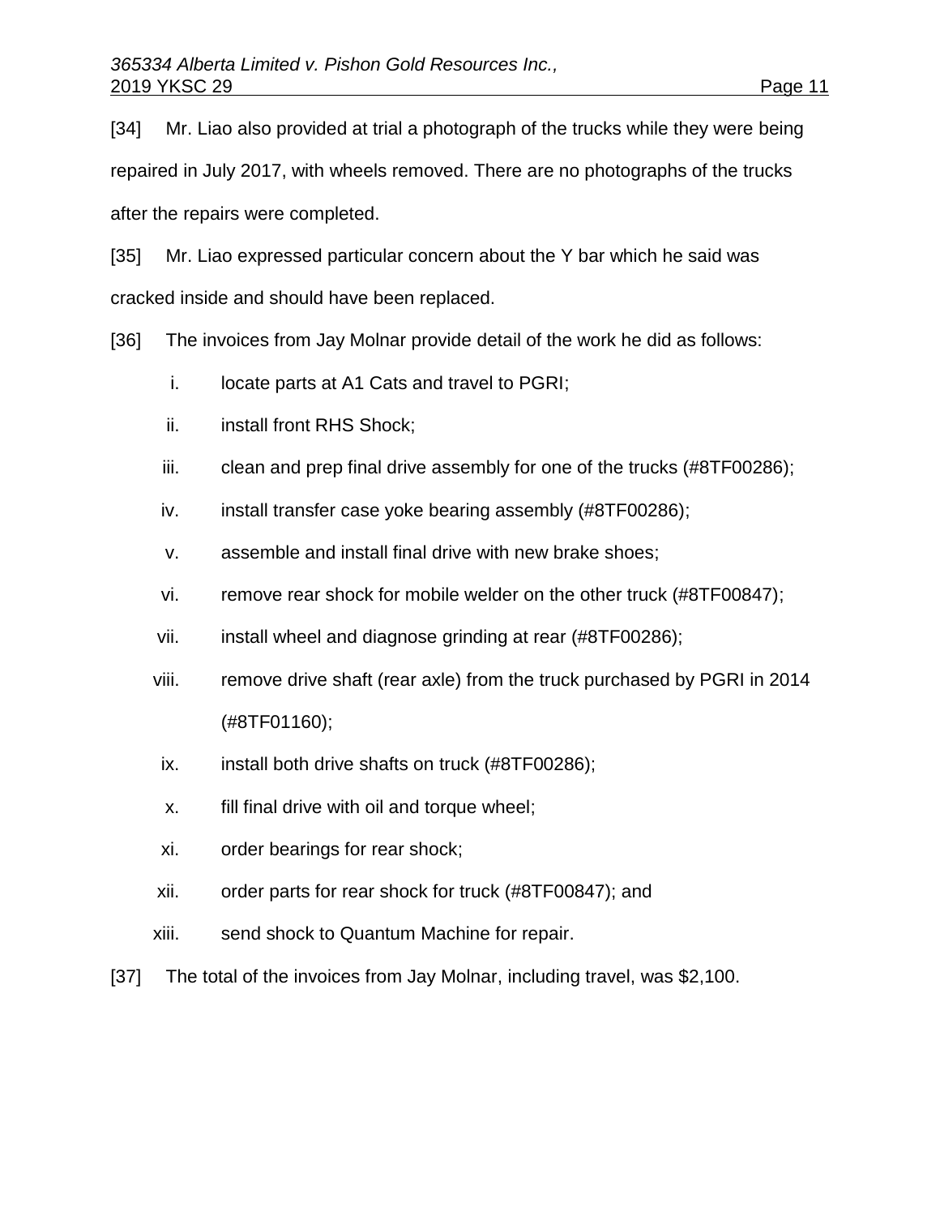[34] Mr. Liao also provided at trial a photograph of the trucks while they were being repaired in July 2017, with wheels removed. There are no photographs of the trucks after the repairs were completed.

[35] Mr. Liao expressed particular concern about the Y bar which he said was cracked inside and should have been replaced.

[36] The invoices from Jay Molnar provide detail of the work he did as follows:

i. locate parts at A1 Cats and travel to PGRI;

ii. install front RHS Shock;

iii. clean and prep final drive assembly for one of the trucks (#8TF00286);

iv. install transfer case yoke bearing assembly (#8TF00286);

v. assemble and install final drive with new brake shoes;

vi. remove rear shock for mobile welder on the other truck (#8TF00847);

vii. install wheel and diagnose grinding at rear (#8TF00286);

viii. remove drive shaft (rear axle) from the truck purchased by PGRI in 2014 (#8TF01160);

ix. install both drive shafts on truck (#8TF00286);

x. fill final drive with oil and torque wheel;

xi. order bearings for rear shock;

xii. order parts for rear shock for truck (#8TF00847); and

xiii. send shock to Quantum Machine for repair.

[37] The total of the invoices from Jay Molnar, including travel, was $2,100.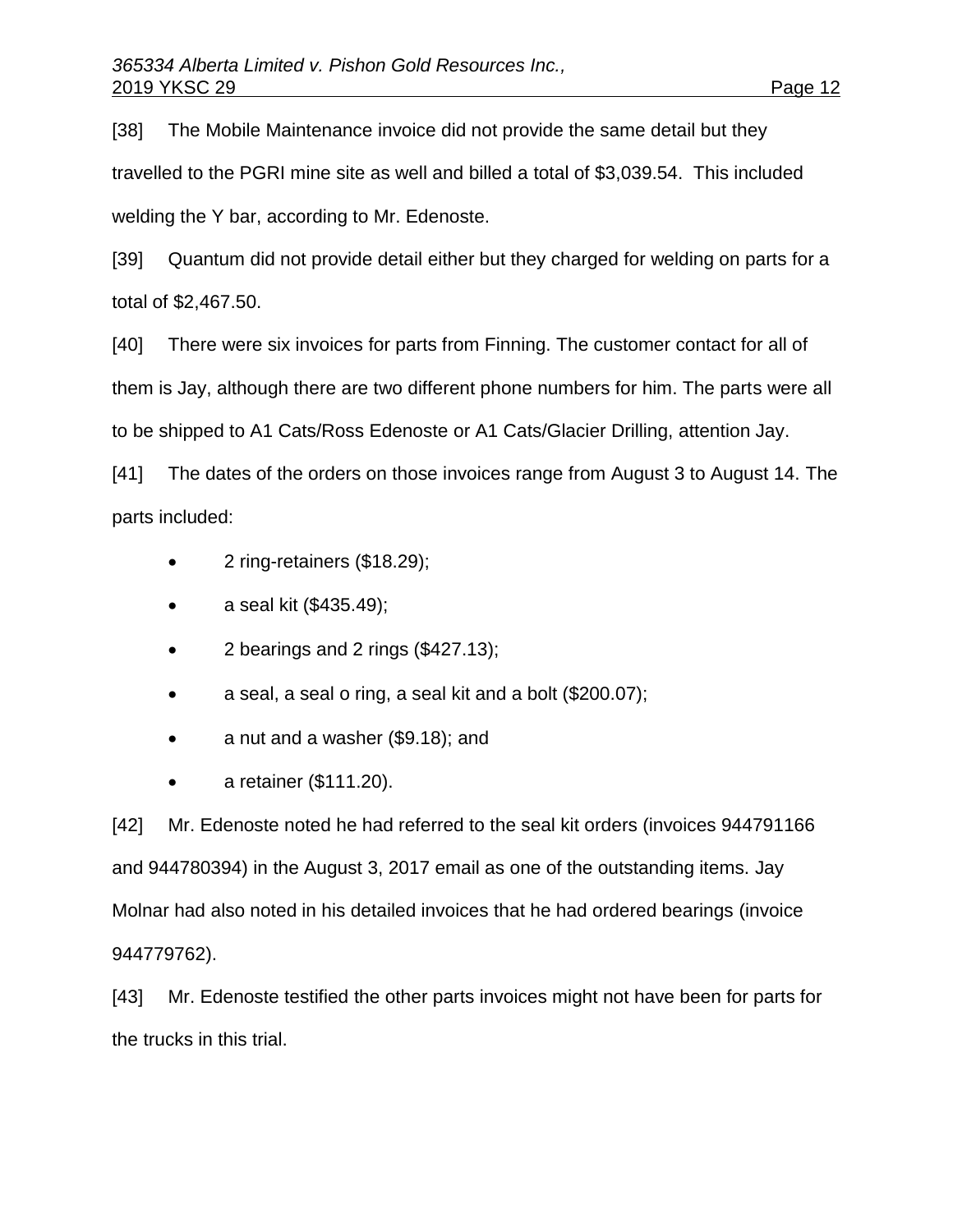[38] The Mobile Maintenance invoice did not provide the same detail but they travelled to the PGRI mine site as well and billed a total of $3,039.54. This included welding the Y bar, according to Mr. Edenoste.

[39] Quantum did not provide detail either but they charged for welding on parts for a total of $2,467.50.

[40] There were six invoices for parts from Finning. The customer contact for all of them is Jay, although there are two different phone numbers for him. The parts were all to be shipped to A1 Cats/Ross Edenoste or A1 Cats/Glacier Drilling, attention Jay.

[41] The dates of the orders on those invoices range from August 3 to August 14. The parts included:

- 2 ring-retainers ($18.29);
- a seal kit ($435.49);
- 2 bearings and 2 rings ($427.13);
- a seal, a seal o ring, a seal kit and a bolt ($200.07);
- a nut and a washer ($9.18); and
- a retainer ($111.20).

[42] Mr. Edenoste noted he had referred to the seal kit orders (invoices 944791166 and 944780394) in the August 3, 2017 email as one of the outstanding items. Jay Molnar had also noted in his detailed invoices that he had ordered bearings (invoice 944779762).

[43] Mr. Edenoste testified the other parts invoices might not have been for parts for the trucks in this trial.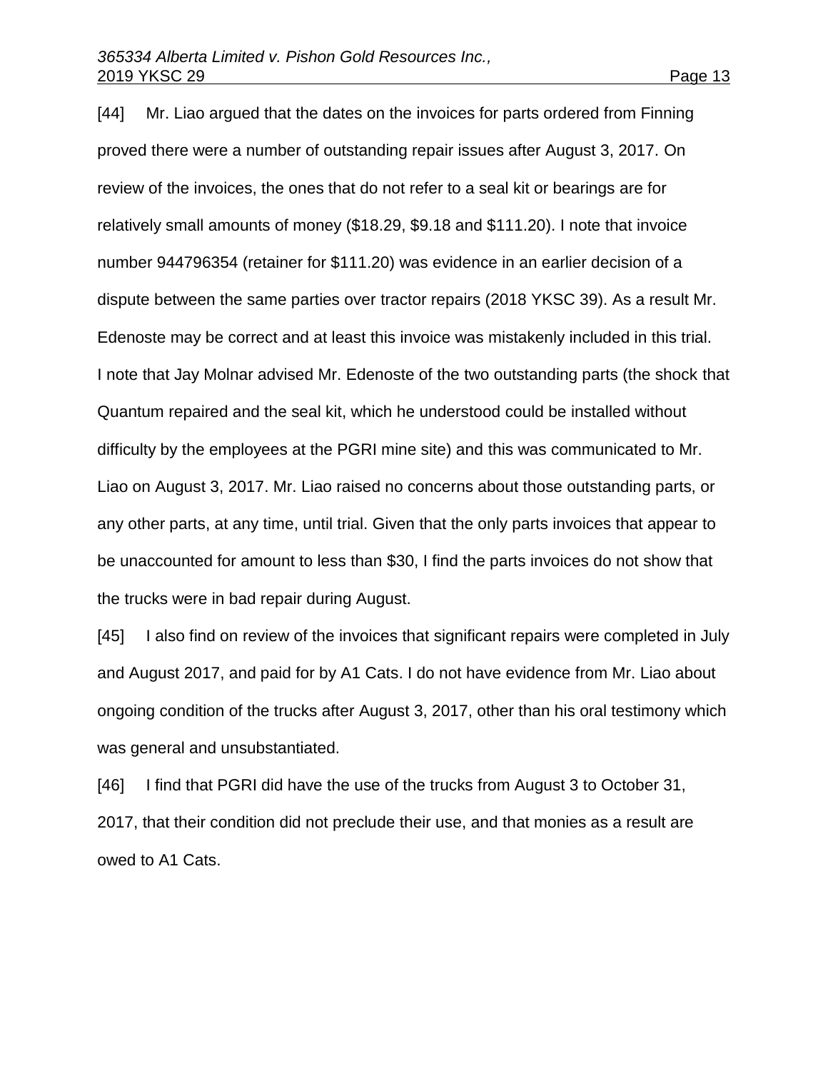[44] Mr. Liao argued that the dates on the invoices for parts ordered from Finning proved there were a number of outstanding repair issues after August 3, 2017. On review of the invoices, the ones that do not refer to a seal kit or bearings are for relatively small amounts of money ($18.29, $9.18 and $111.20). I note that invoice number 944796354 (retainer for $111.20) was evidence in an earlier decision of a dispute between the same parties over tractor repairs (2018 YKSC 39). As a result Mr. Edenoste may be correct and at least this invoice was mistakenly included in this trial. I note that Jay Molnar advised Mr. Edenoste of the two outstanding parts (the shock that Quantum repaired and the seal kit, which he understood could be installed without difficulty by the employees at the PGRI mine site) and this was communicated to Mr. Liao on August 3, 2017. Mr. Liao raised no concerns about those outstanding parts, or any other parts, at any time, until trial. Given that the only parts invoices that appear to be unaccounted for amount to less than $30, I find the parts invoices do not show that the trucks were in bad repair during August.

[45] I also find on review of the invoices that significant repairs were completed in July and August 2017, and paid for by A1 Cats. I do not have evidence from Mr. Liao about ongoing condition of the trucks after August 3, 2017, other than his oral testimony which was general and unsubstantiated.

[46] I find that PGRI did have the use of the trucks from August 3 to October 31, 2017, that their condition did not preclude their use, and that monies as a result are owed to A1 Cats.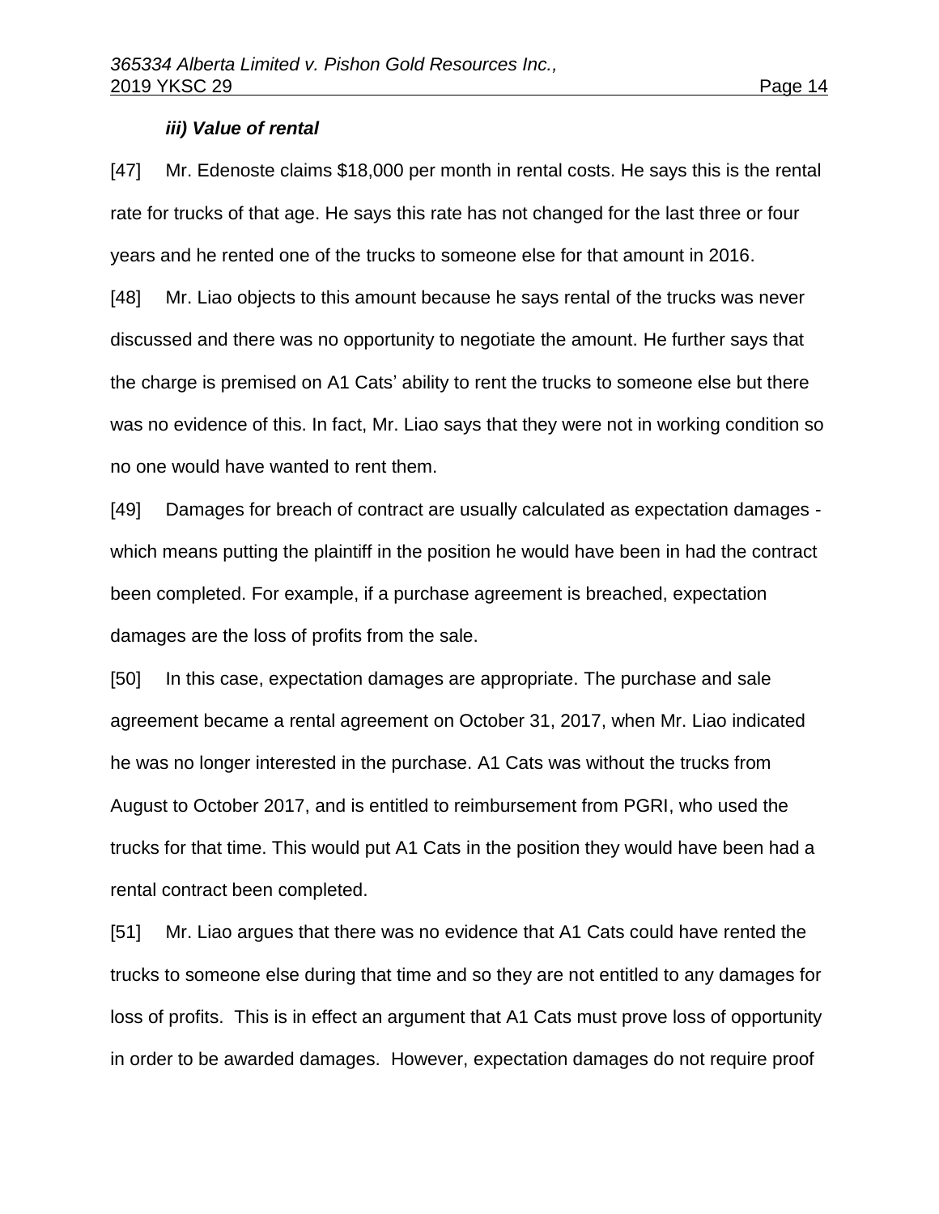### *iii) Value of rental*

[47] Mr. Edenoste claims $18,000 per month in rental costs. He says this is the rental rate for trucks of that age. He says this rate has not changed for the last three or four years and he rented one of the trucks to someone else for that amount in 2016.

[48] Mr. Liao objects to this amount because he says rental of the trucks was never discussed and there was no opportunity to negotiate the amount. He further says that the charge is premised on A1 Cats' ability to rent the trucks to someone else but there was no evidence of this. In fact, Mr. Liao says that they were not in working condition so no one would have wanted to rent them.

[49] Damages for breach of contract are usually calculated as expectation damages - which means putting the plaintiff in the position he would have been in had the contract been completed. For example, if a purchase agreement is breached, expectation damages are the loss of profits from the sale.

[50] In this case, expectation damages are appropriate. The purchase and sale agreement became a rental agreement on October 31, 2017, when Mr. Liao indicated he was no longer interested in the purchase. A1 Cats was without the trucks from August to October 2017, and is entitled to reimbursement from PGRI, who used the trucks for that time. This would put A1 Cats in the position they would have been had a rental contract been completed.

[51] Mr. Liao argues that there was no evidence that A1 Cats could have rented the trucks to someone else during that time and so they are not entitled to any damages for loss of profits. This is in effect an argument that A1 Cats must prove loss of opportunity in order to be awarded damages. However, expectation damages do not require proof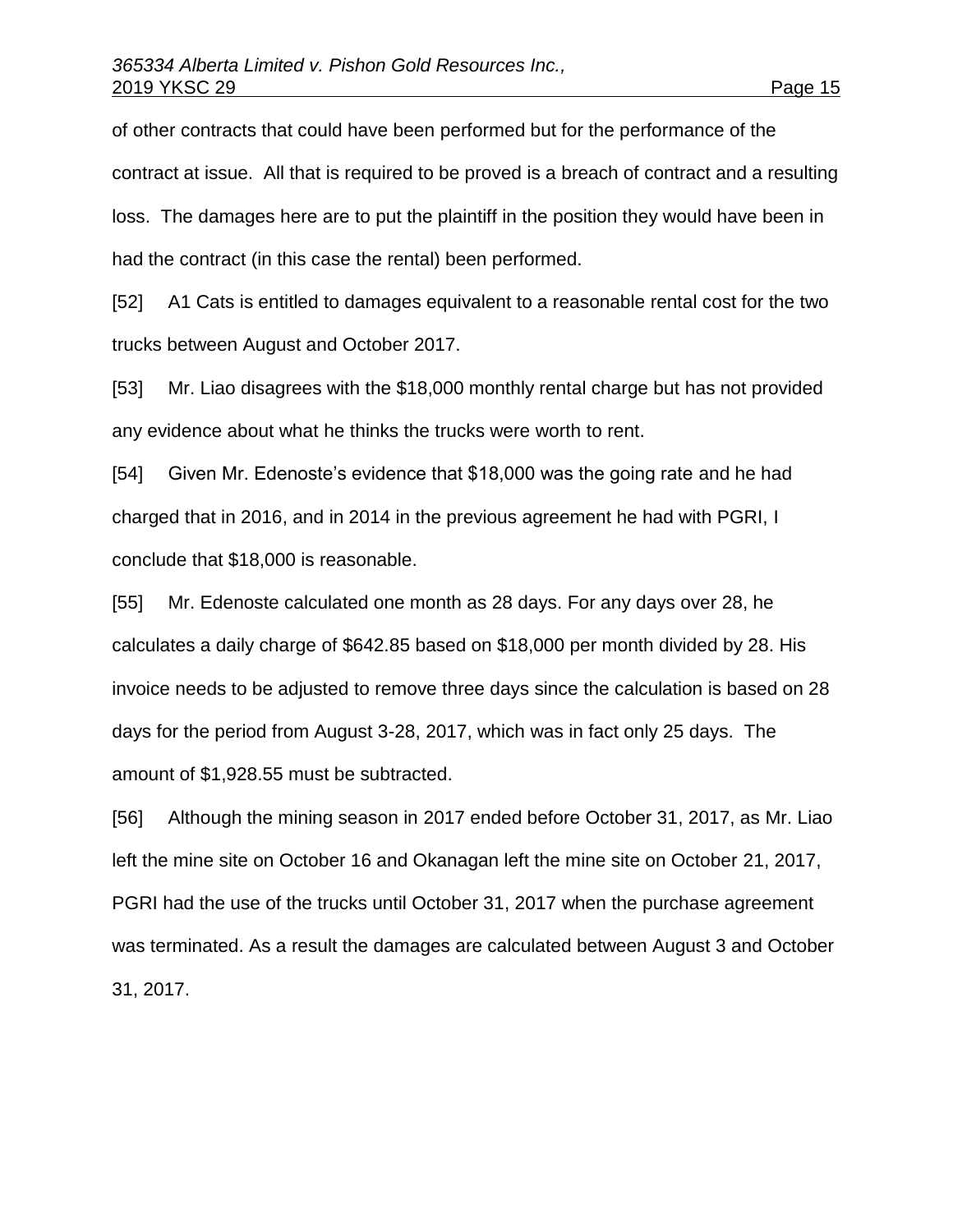of other contracts that could have been performed but for the performance of the contract at issue. All that is required to be proved is a breach of contract and a resulting loss. The damages here are to put the plaintiff in the position they would have been in had the contract (in this case the rental) been performed.

[52] A1 Cats is entitled to damages equivalent to a reasonable rental cost for the two trucks between August and October 2017.

[53] Mr. Liao disagrees with the $18,000 monthly rental charge but has not provided any evidence about what he thinks the trucks were worth to rent.

[54] Given Mr. Edenoste's evidence that $18,000 was the going rate and he had charged that in 2016, and in 2014 in the previous agreement he had with PGRI, I conclude that $18,000 is reasonable.

[55] Mr. Edenoste calculated one month as 28 days. For any days over 28, he calculates a daily charge of $642.85 based on $18,000 per month divided by 28. His invoice needs to be adjusted to remove three days since the calculation is based on 28 days for the period from August 3-28, 2017, which was in fact only 25 days. The amount of $1,928.55 must be subtracted.

[56] Although the mining season in 2017 ended before October 31, 2017, as Mr. Liao left the mine site on October 16 and Okanagan left the mine site on October 21, 2017, PGRI had the use of the trucks until October 31, 2017 when the purchase agreement was terminated. As a result the damages are calculated between August 3 and October 31, 2017.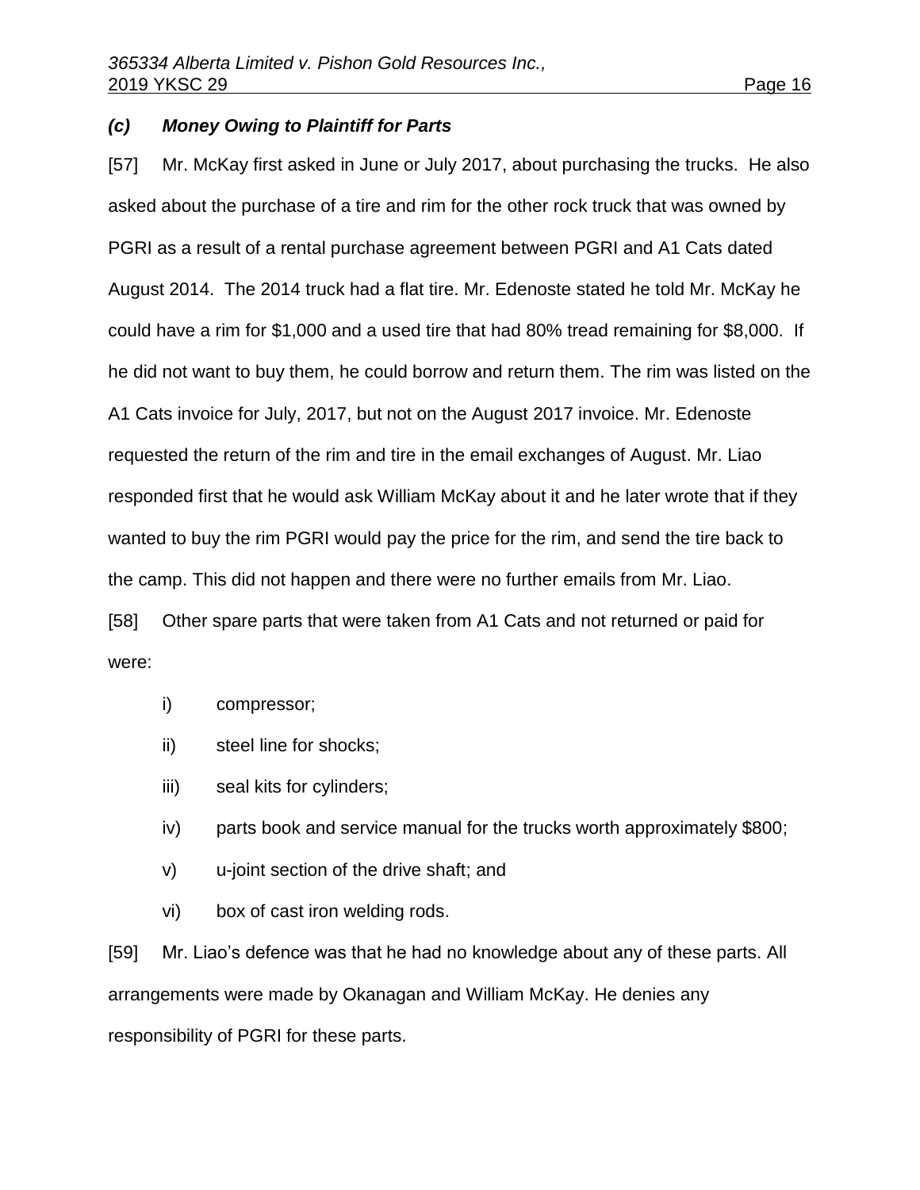### *(c) Money Owing to Plaintiff for Parts*

[57] Mr. McKay first asked in June or July 2017, about purchasing the trucks. He also asked about the purchase of a tire and rim for the other rock truck that was owned by PGRI as a result of a rental purchase agreement between PGRI and A1 Cats dated August 2014. The 2014 truck had a flat tire. Mr. Edenoste stated he told Mr. McKay he could have a rim for $1,000 and a used tire that had 80% tread remaining for $8,000. If he did not want to buy them, he could borrow and return them. The rim was listed on the A1 Cats invoice for July, 2017, but not on the August 2017 invoice. Mr. Edenoste requested the return of the rim and tire in the email exchanges of August. Mr. Liao responded first that he would ask William McKay about it and he later wrote that if they wanted to buy the rim PGRI would pay the price for the rim, and send the tire back to the camp. This did not happen and there were no further emails from Mr. Liao.

[58] Other spare parts that were taken from A1 Cats and not returned or paid for were:

i) compressor;

ii) steel line for shocks;

iii) seal kits for cylinders;

iv) parts book and service manual for the trucks worth approximately $800;

v) u-joint section of the drive shaft; and

vi) box of cast iron welding rods.

[59] Mr. Liao's defence was that he had no knowledge about any of these parts. All arrangements were made by Okanagan and William McKay. He denies any responsibility of PGRI for these parts.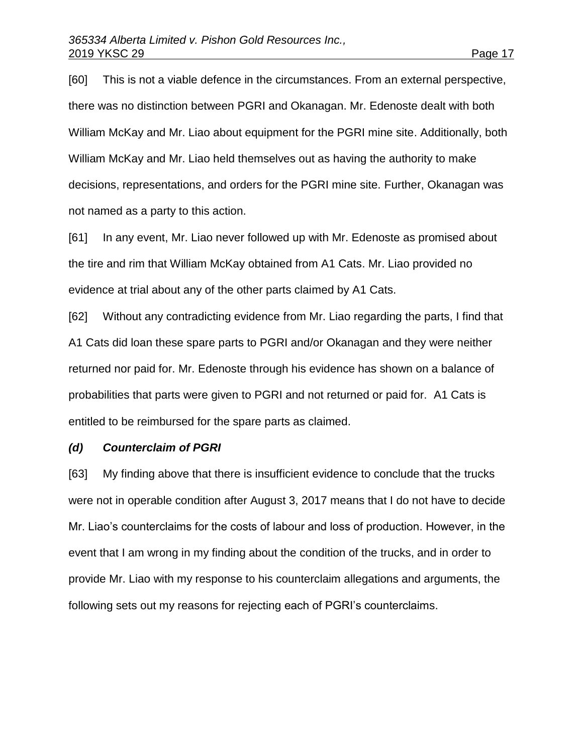[60] This is not a viable defence in the circumstances. From an external perspective, there was no distinction between PGRI and Okanagan. Mr. Edenoste dealt with both William McKay and Mr. Liao about equipment for the PGRI mine site. Additionally, both William McKay and Mr. Liao held themselves out as having the authority to make decisions, representations, and orders for the PGRI mine site. Further, Okanagan was not named as a party to this action.

[61] In any event, Mr. Liao never followed up with Mr. Edenoste as promised about the tire and rim that William McKay obtained from A1 Cats. Mr. Liao provided no evidence at trial about any of the other parts claimed by A1 Cats.

[62] Without any contradicting evidence from Mr. Liao regarding the parts, I find that A1 Cats did loan these spare parts to PGRI and/or Okanagan and they were neither returned nor paid for. Mr. Edenoste through his evidence has shown on a balance of probabilities that parts were given to PGRI and not returned or paid for. A1 Cats is entitled to be reimbursed for the spare parts as claimed.

### *(d) Counterclaim of PGRI*

[63] My finding above that there is insufficient evidence to conclude that the trucks were not in operable condition after August 3, 2017 means that I do not have to decide Mr. Liao's counterclaims for the costs of labour and loss of production. However, in the event that I am wrong in my finding about the condition of the trucks, and in order to provide Mr. Liao with my response to his counterclaim allegations and arguments, the following sets out my reasons for rejecting each of PGRI's counterclaims.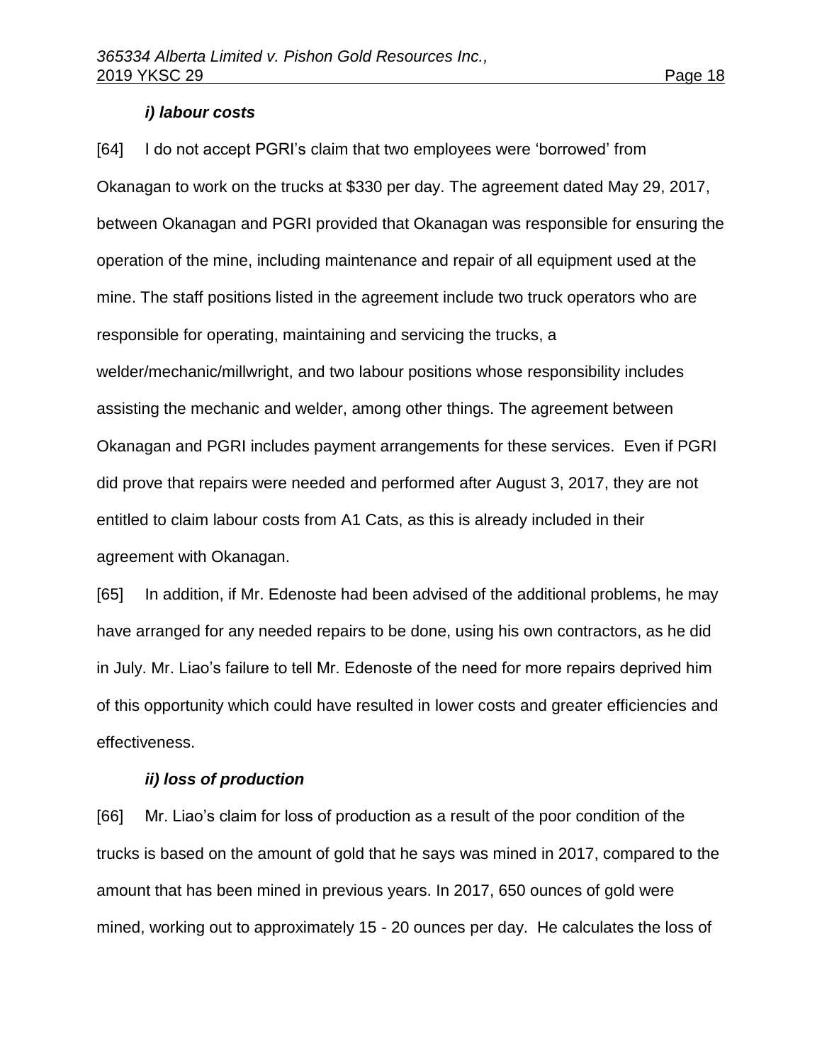*i) labour costs*

[64] I do not accept PGRI's claim that two employees were 'borrowed' from Okanagan to work on the trucks at $330 per day. The agreement dated May 29, 2017, between Okanagan and PGRI provided that Okanagan was responsible for ensuring the operation of the mine, including maintenance and repair of all equipment used at the mine. The staff positions listed in the agreement include two truck operators who are responsible for operating, maintaining and servicing the trucks, a welder/mechanic/millwright, and two labour positions whose responsibility includes assisting the mechanic and welder, among other things. The agreement between Okanagan and PGRI includes payment arrangements for these services. Even if PGRI did prove that repairs were needed and performed after August 3, 2017, they are not entitled to claim labour costs from A1 Cats, as this is already included in their agreement with Okanagan.

[65] In addition, if Mr. Edenoste had been advised of the additional problems, he may have arranged for any needed repairs to be done, using his own contractors, as he did in July. Mr. Liao's failure to tell Mr. Edenoste of the need for more repairs deprived him of this opportunity which could have resulted in lower costs and greater efficiencies and effectiveness.

*ii) loss of production*

[66] Mr. Liao's claim for loss of production as a result of the poor condition of the trucks is based on the amount of gold that he says was mined in 2017, compared to the amount that has been mined in previous years. In 2017, 650 ounces of gold were mined, working out to approximately 15 - 20 ounces per day. He calculates the loss of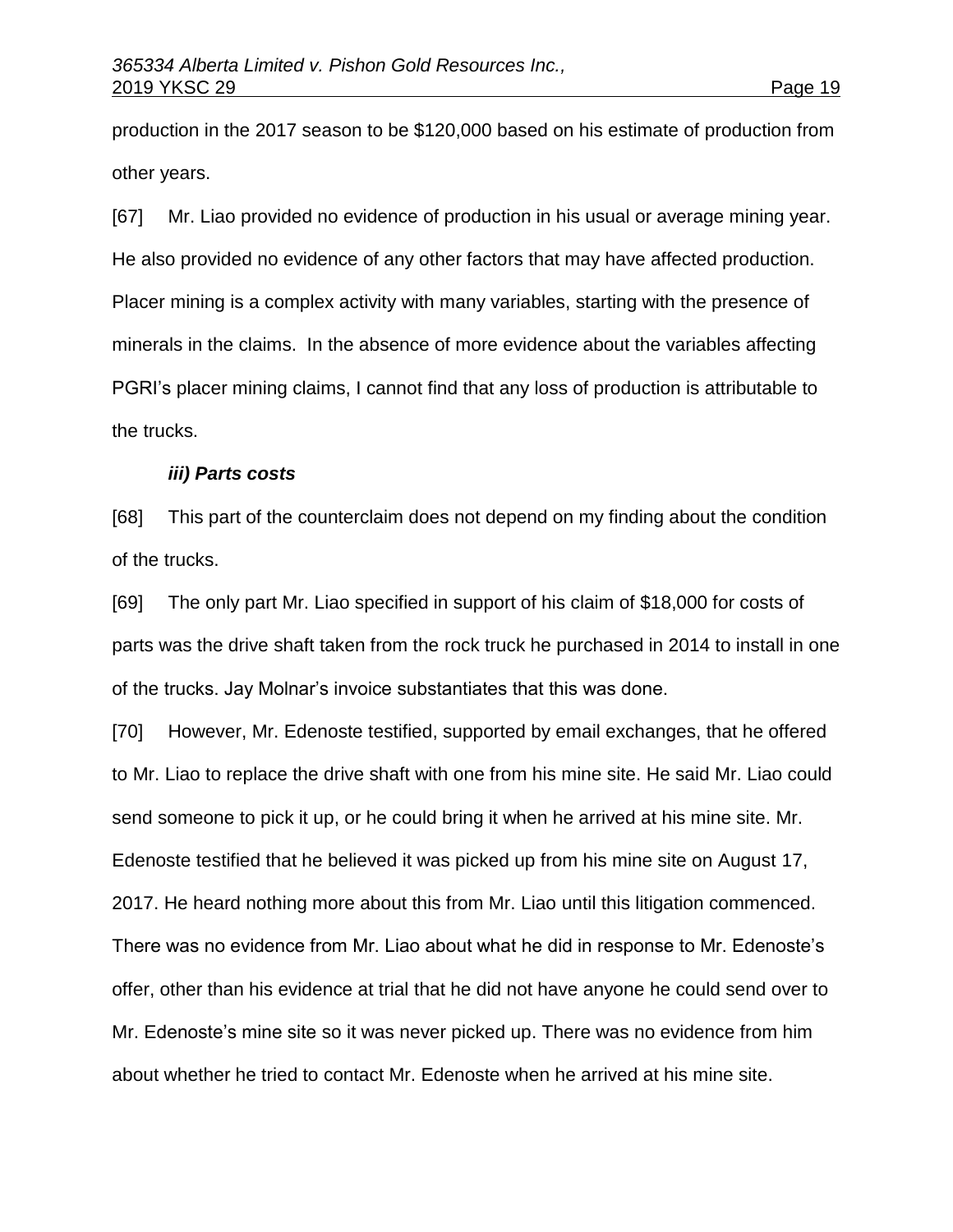production in the 2017 season to be $120,000 based on his estimate of production from other years.

[67] Mr. Liao provided no evidence of production in his usual or average mining year. He also provided no evidence of any other factors that may have affected production. Placer mining is a complex activity with many variables, starting with the presence of minerals in the claims. In the absence of more evidence about the variables affecting PGRI's placer mining claims, I cannot find that any loss of production is attributable to the trucks.

***iii) Parts costs***

[68] This part of the counterclaim does not depend on my finding about the condition of the trucks.

[69] The only part Mr. Liao specified in support of his claim of $18,000 for costs of parts was the drive shaft taken from the rock truck he purchased in 2014 to install in one of the trucks. Jay Molnar's invoice substantiates that this was done.

[70] However, Mr. Edenoste testified, supported by email exchanges, that he offered to Mr. Liao to replace the drive shaft with one from his mine site. He said Mr. Liao could send someone to pick it up, or he could bring it when he arrived at his mine site. Mr. Edenoste testified that he believed it was picked up from his mine site on August 17, 2017. He heard nothing more about this from Mr. Liao until this litigation commenced. There was no evidence from Mr. Liao about what he did in response to Mr. Edenoste's offer, other than his evidence at trial that he did not have anyone he could send over to Mr. Edenoste's mine site so it was never picked up. There was no evidence from him about whether he tried to contact Mr. Edenoste when he arrived at his mine site.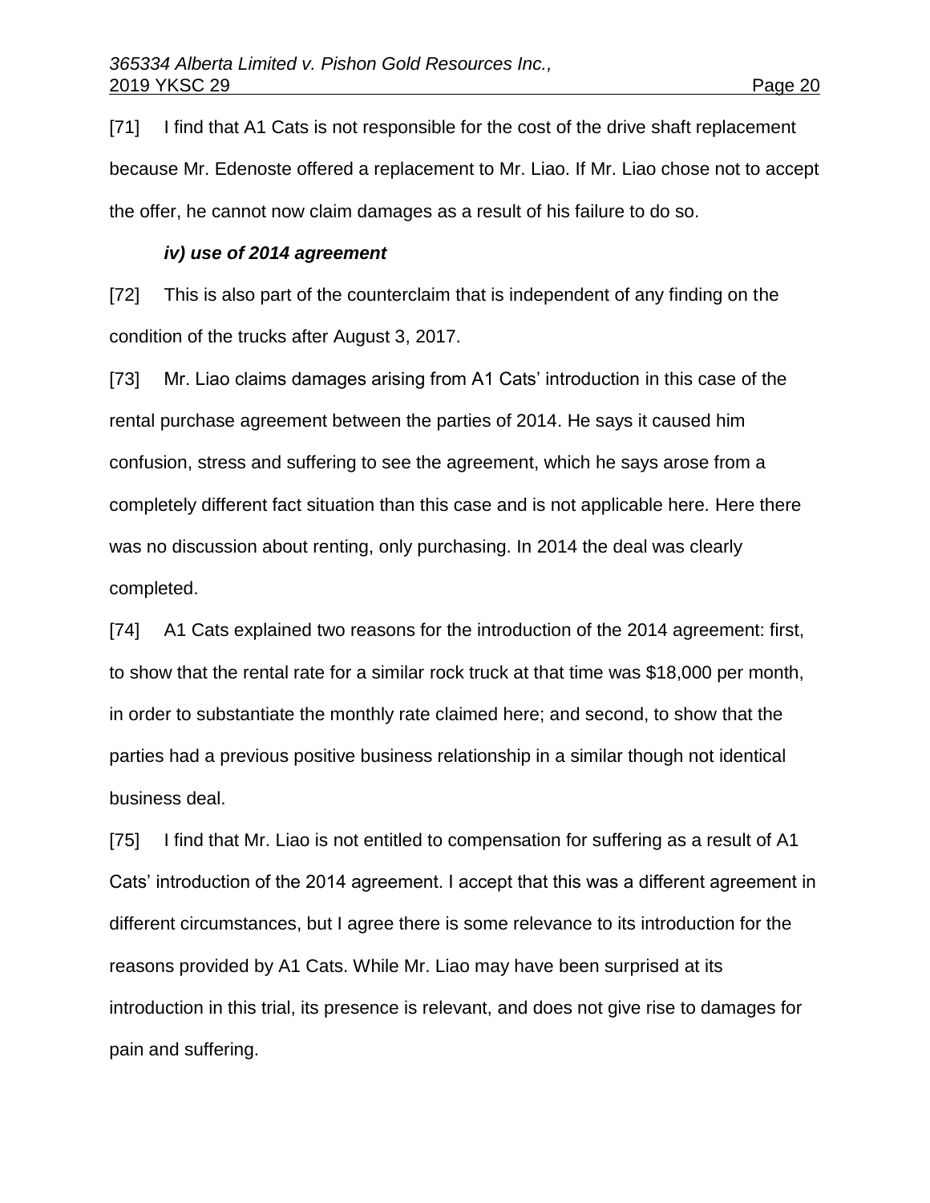[71] I find that A1 Cats is not responsible for the cost of the drive shaft replacement because Mr. Edenoste offered a replacement to Mr. Liao. If Mr. Liao chose not to accept the offer, he cannot now claim damages as a result of his failure to do so.

***iv) use of 2014 agreement***

[72] This is also part of the counterclaim that is independent of any finding on the condition of the trucks after August 3, 2017.

[73] Mr. Liao claims damages arising from A1 Cats' introduction in this case of the rental purchase agreement between the parties of 2014. He says it caused him confusion, stress and suffering to see the agreement, which he says arose from a completely different fact situation than this case and is not applicable here. Here there was no discussion about renting, only purchasing. In 2014 the deal was clearly completed.

[74] A1 Cats explained two reasons for the introduction of the 2014 agreement: first, to show that the rental rate for a similar rock truck at that time was $18,000 per month, in order to substantiate the monthly rate claimed here; and second, to show that the parties had a previous positive business relationship in a similar though not identical business deal.

[75] I find that Mr. Liao is not entitled to compensation for suffering as a result of A1 Cats' introduction of the 2014 agreement. I accept that this was a different agreement in different circumstances, but I agree there is some relevance to its introduction for the reasons provided by A1 Cats. While Mr. Liao may have been surprised at its introduction in this trial, its presence is relevant, and does not give rise to damages for pain and suffering.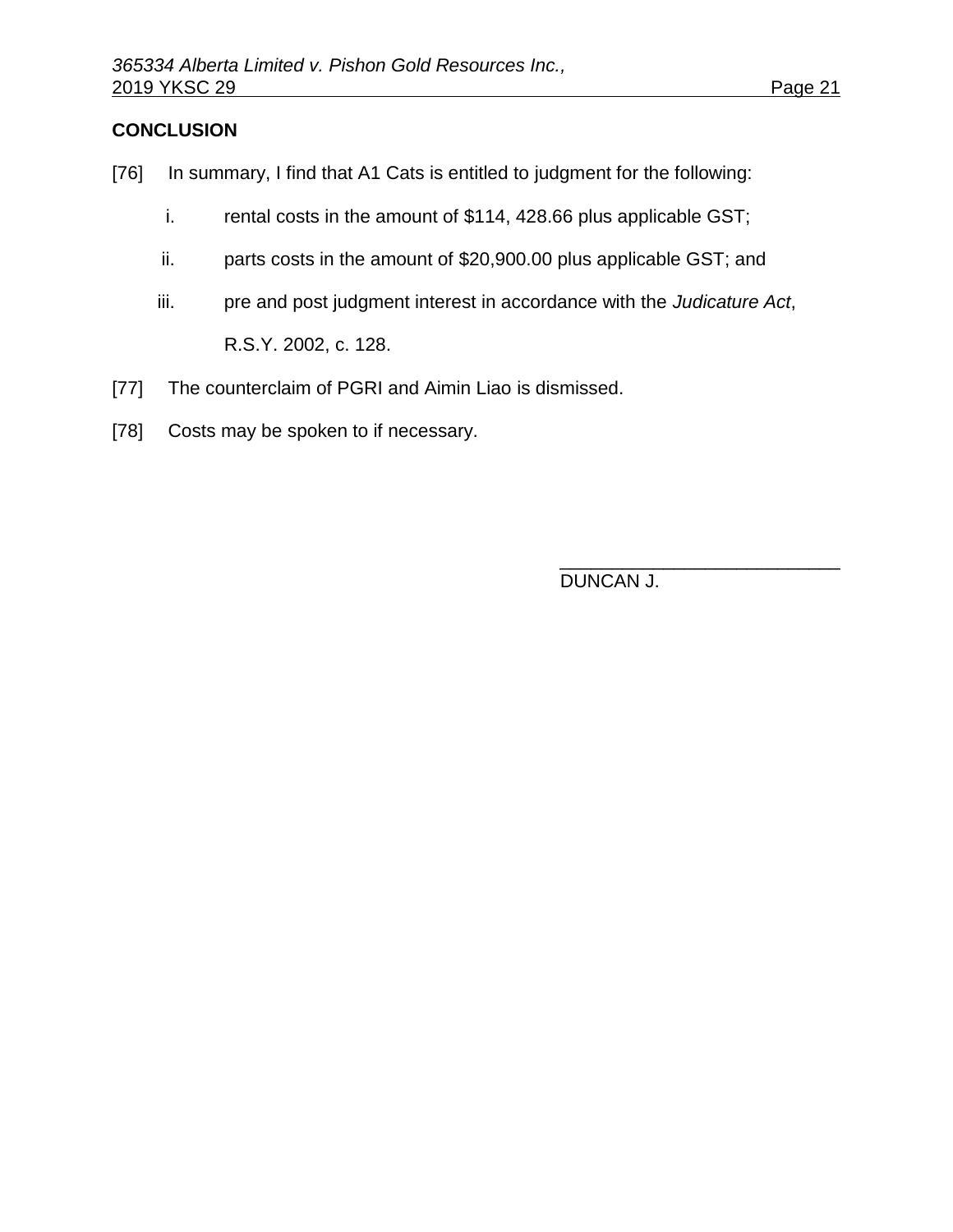## CONCLUSION

[76] In summary, I find that A1 Cats is entitled to judgment for the following:

i. rental costs in the amount of $114, 428.66 plus applicable GST;

ii. parts costs in the amount of $20,900.00 plus applicable GST; and

iii. pre and post judgment interest in accordance with the *Judicature Act*, R.S.Y. 2002, c. 128.

[77] The counterclaim of PGRI and Aimin Liao is dismissed.

[78] Costs may be spoken to if necessary.

___________________________
DUNCAN J.